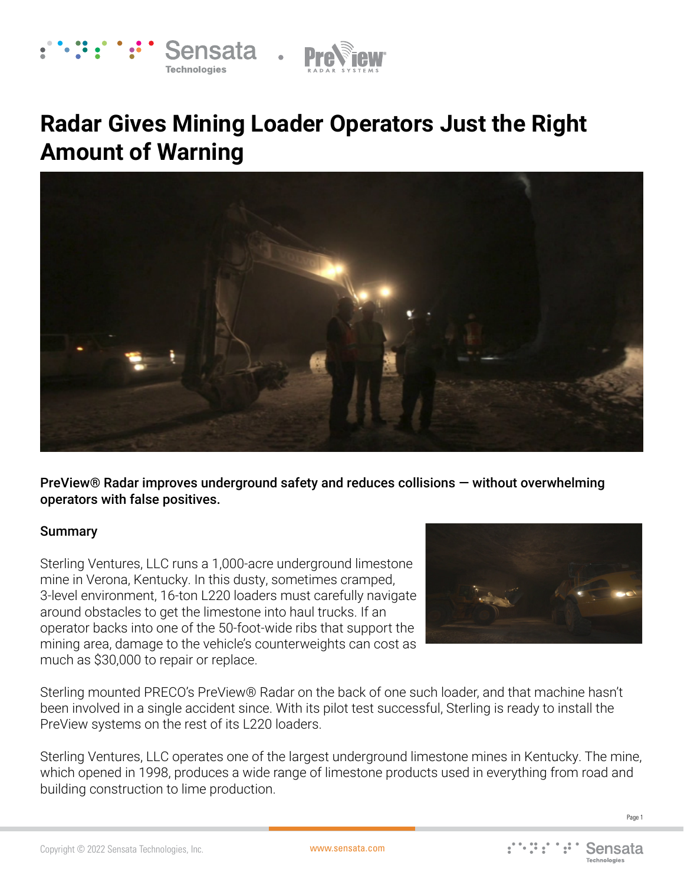# Radar Gives Mining Loader Operators Just the Right Amount of Warning

**PreView® Radar improves underground safety and reduces collisions — without overwhelming operators with false positives.**

## Summary

Sterling Ventures, LLC runs a 1,000-acre underground limestone mine in Verona, Kentucky. In this dusty, sometimes cramped, 3-level environment, 16-ton L220 loaders must carefully navigate around obstacles to get the limestone into haul trucks. If an operator backs into one of the 50-foot-wide ribs that support the mining area, damage to the vehicle's counterweights can cost as much as $30,000 to repair or replace.

Sterling mounted PRECO's PreView® Radar on the back of one such loader, and that machine hasn't been involved in a single accident since. With its pilot test successful, Sterling is ready to install the PreView systems on the rest of its L220 loaders.

Sterling Ventures, LLC operates one of the largest underground limestone mines in Kentucky. The mine, which opened in 1998, produces a wide range of limestone products used in everything from road and building construction to lime production.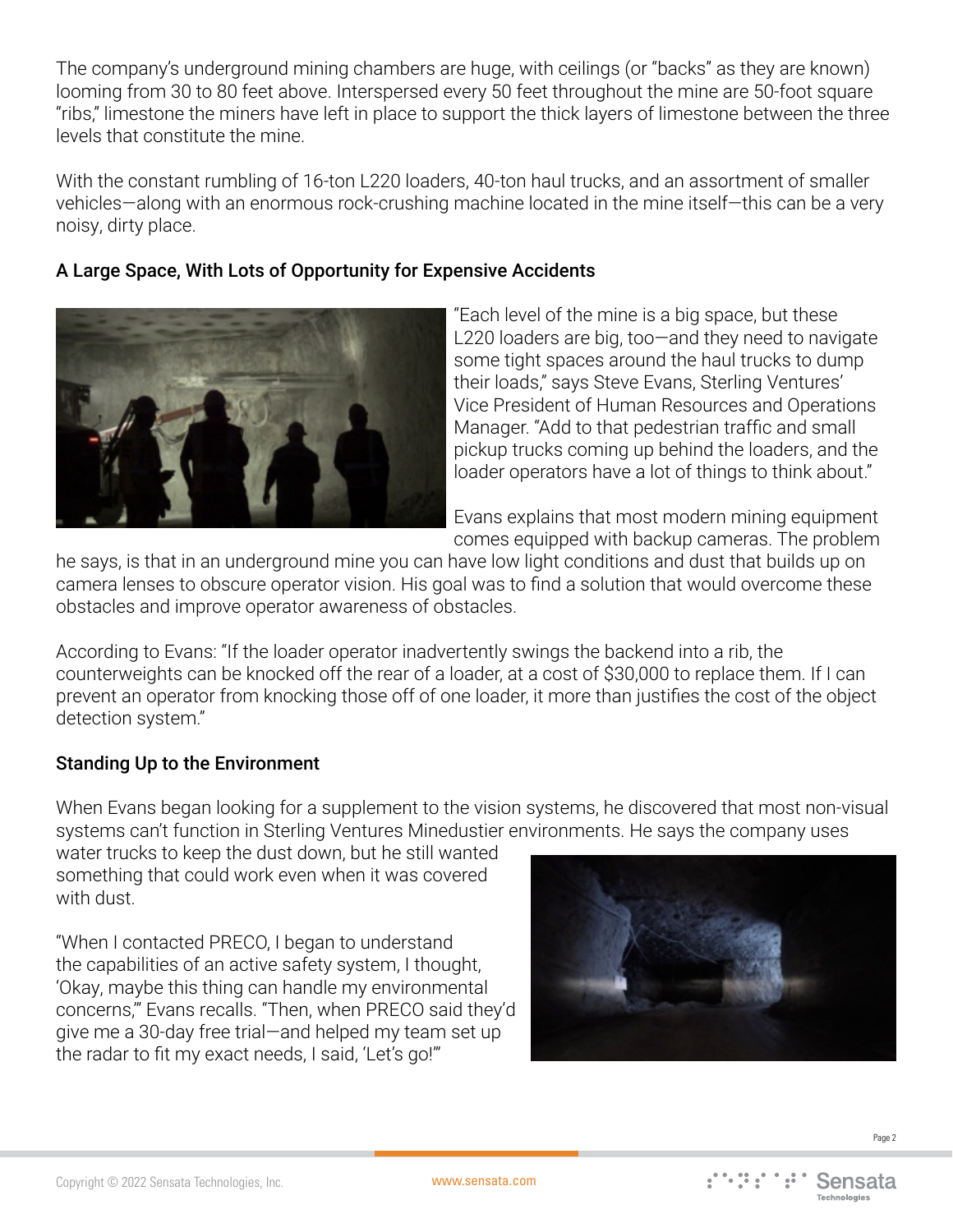The company's underground mining chambers are huge, with ceilings (or "backs" as they are known) looming from 30 to 80 feet above. Interspersed every 50 feet throughout the mine are 50-foot square "ribs," limestone the miners have left in place to support the thick layers of limestone between the three levels that constitute the mine.

With the constant rumbling of 16-ton L220 loaders, 40-ton haul trucks, and an assortment of smaller vehicles—along with an enormous rock-crushing machine located in the mine itself—this can be a very noisy, dirty place.

### A Large Space, With Lots of Opportunity for Expensive Accidents

"Each level of the mine is a big space, but these L220 loaders are big, too—and they need to navigate some tight spaces around the haul trucks to dump their loads," says Steve Evans, Sterling Ventures' Vice President of Human Resources and Operations Manager. "Add to that pedestrian traffic and small pickup trucks coming up behind the loaders, and the loader operators have a lot of things to think about."

Evans explains that most modern mining equipment comes equipped with backup cameras. The problem he says, is that in an underground mine you can have low light conditions and dust that builds up on camera lenses to obscure operator vision. His goal was to find a solution that would overcome these obstacles and improve operator awareness of obstacles.

According to Evans: "If the loader operator inadvertently swings the backend into a rib, the counterweights can be knocked off the rear of a loader, at a cost of $30,000 to replace them. If I can prevent an operator from knocking those off of one loader, it more than justifies the cost of the object detection system."

### Standing Up to the Environment

When Evans began looking for a supplement to the vision systems, he discovered that most non-visual systems can't function in Sterling Ventures Minedustier environments. He says the company uses water trucks to keep the dust down, but he still wanted something that could work even when it was covered with dust.

"When I contacted PRECO, I began to understand the capabilities of an active safety system, I thought, 'Okay, maybe this thing can handle my environmental concerns,'" Evans recalls. "Then, when PRECO said they'd give me a 30-day free trial—and helped my team set up the radar to fit my exact needs, I said, 'Let's go!'"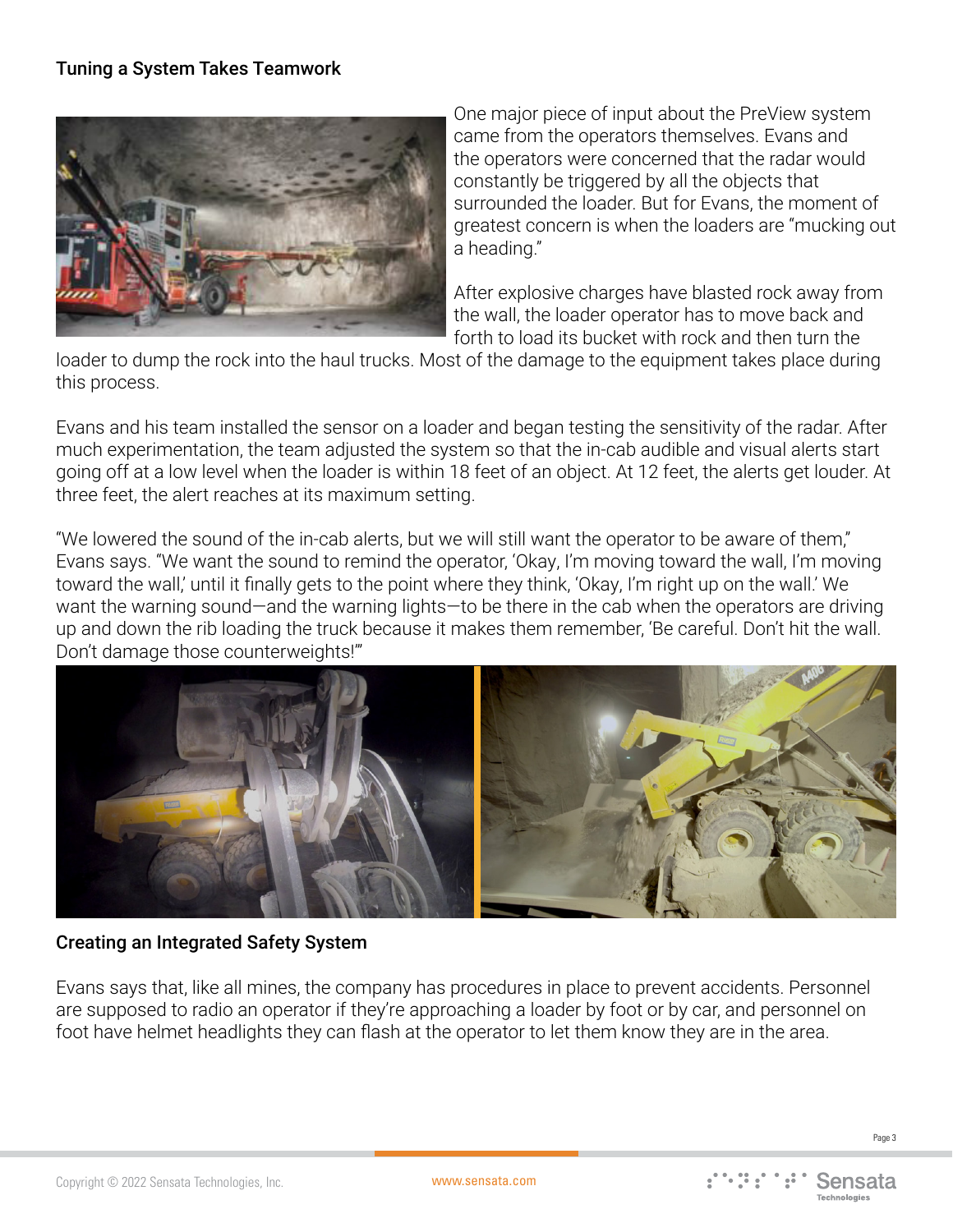## Tuning a System Takes Teamwork

One major piece of input about the PreView system came from the operators themselves. Evans and the operators were concerned that the radar would constantly be triggered by all the objects that surrounded the loader. But for Evans, the moment of greatest concern is when the loaders are "mucking out a heading."

After explosive charges have blasted rock away from the wall, the loader operator has to move back and forth to load its bucket with rock and then turn the loader to dump the rock into the haul trucks. Most of the damage to the equipment takes place during this process.

Evans and his team installed the sensor on a loader and began testing the sensitivity of the radar. After much experimentation, the team adjusted the system so that the in-cab audible and visual alerts start going off at a low level when the loader is within 18 feet of an object. At 12 feet, the alerts get louder. At three feet, the alert reaches at its maximum setting.

"We lowered the sound of the in-cab alerts, but we will still want the operator to be aware of them," Evans says. "We want the sound to remind the operator, 'Okay, I'm moving toward the wall, I'm moving toward the wall,' until it finally gets to the point where they think, 'Okay, I'm right up on the wall.' We want the warning sound—and the warning lights—to be there in the cab when the operators are driving up and down the rib loading the truck because it makes them remember, 'Be careful. Don't hit the wall. Don't damage those counterweights!'"

## Creating an Integrated Safety System

Evans says that, like all mines, the company has procedures in place to prevent accidents. Personnel are supposed to radio an operator if they're approaching a loader by foot or by car, and personnel on foot have helmet headlights they can flash at the operator to let them know they are in the area.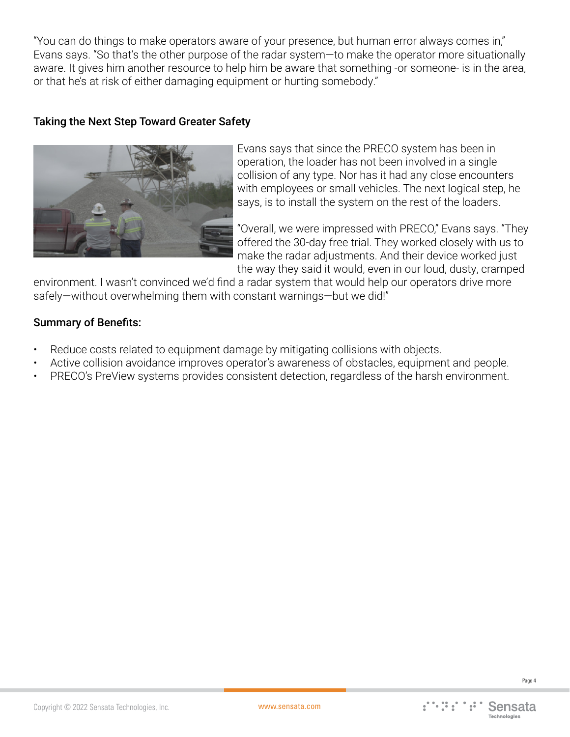"You can do things to make operators aware of your presence, but human error always comes in," Evans says. "So that's the other purpose of the radar system—to make the operator more situationally aware. It gives him another resource to help him be aware that something -or someone- is in the area, or that he's at risk of either damaging equipment or hurting somebody."

## Taking the Next Step Toward Greater Safety

Evans says that since the PRECO system has been in operation, the loader has not been involved in a single collision of any type. Nor has it had any close encounters with employees or small vehicles. The next logical step, he says, is to install the system on the rest of the loaders.

"Overall, we were impressed with PRECO," Evans says. "They offered the 30-day free trial. They worked closely with us to make the radar adjustments. And their device worked just the way they said it would, even in our loud, dusty, cramped environment. I wasn't convinced we'd find a radar system that would help our operators drive more safely—without overwhelming them with constant warnings—but we did!"

## Summary of Benefits:

- Reduce costs related to equipment damage by mitigating collisions with objects.
- Active collision avoidance improves operator's awareness of obstacles, equipment and people.
- PRECO's PreView systems provides consistent detection, regardless of the harsh environment.